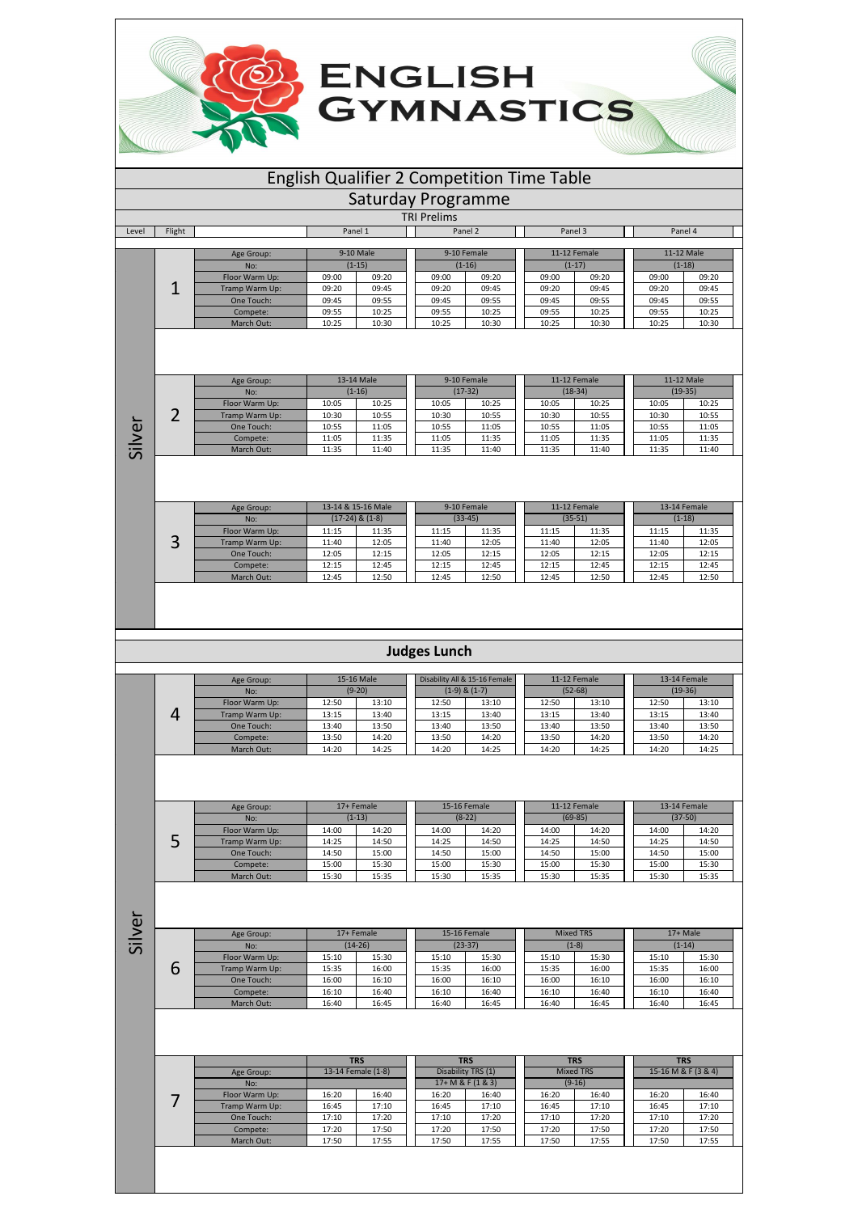# ENGLISH GYMNASTICS

## English Qualifier 2 Competition Time Table

## Saturday Programme

### TRI Prelims

| Level | Flight | | Panel 1 | | Panel 2 | | Panel 3 | | Panel 4 | |
|---|---|---|---|---|---|---|---|---|---|---|
| Silver | 1 | Age Group: | 9-10 Male | | 9-10 Female | | 11-12 Female | | 11-12 Male | |
| | | No: | (1-15) | | (1-16) | | (1-17) | | (1-18) | |
| | | Floor Warm Up: | 09:00 | 09:20 | 09:00 | 09:20 | 09:00 | 09:20 | 09:00 | 09:20 |
| | | Tramp Warm Up: | 09:20 | 09:45 | 09:20 | 09:45 | 09:20 | 09:45 | 09:20 | 09:45 |
| | | One Touch: | 09:45 | 09:55 | 09:45 | 09:55 | 09:45 | 09:55 | 09:45 | 09:55 |
| | | Compete: | 09:55 | 10:25 | 09:55 | 10:25 | 09:55 | 10:25 | 09:55 | 10:25 |
| | | March Out: | 10:25 | 10:30 | 10:25 | 10:30 | 10:25 | 10:30 | 10:25 | 10:30 |
| Silver | 2 | Age Group: | 13-14 Male | | 9-10 Female | | 11-12 Female | | 11-12 Male | |
| | | No: | (1-16) | | (17-32) | | (18-34) | | (19-35) | |
| | | Floor Warm Up: | 10:05 | 10:25 | 10:05 | 10:25 | 10:05 | 10:25 | 10:05 | 10:25 |
| | | Tramp Warm Up: | 10:30 | 10:55 | 10:30 | 10:55 | 10:30 | 10:55 | 10:30 | 10:55 |
| | | One Touch: | 10:55 | 11:05 | 10:55 | 11:05 | 10:55 | 11:05 | 10:55 | 11:05 |
| | | Compete: | 11:05 | 11:35 | 11:05 | 11:35 | 11:05 | 11:35 | 11:05 | 11:35 |
| | | March Out: | 11:35 | 11:40 | 11:35 | 11:40 | 11:35 | 11:40 | 11:35 | 11:40 |
| Silver | 3 | Age Group: | 13-14 & 15-16 Male | | 9-10 Female | | 11-12 Female | | 13-14 Female | |
| | | No: | (17-24) & (1-8) | | (33-45) | | (35-51) | | (1-18) | |
| | | Floor Warm Up: | 11:15 | 11:35 | 11:15 | 11:35 | 11:15 | 11:35 | 11:15 | 11:35 |
| | | Tramp Warm Up: | 11:40 | 12:05 | 11:40 | 12:05 | 11:40 | 12:05 | 11:40 | 12:05 |
| | | One Touch: | 12:05 | 12:15 | 12:05 | 12:15 | 12:05 | 12:15 | 12:05 | 12:15 |
| | | Compete: | 12:15 | 12:45 | 12:15 | 12:45 | 12:15 | 12:45 | 12:15 | 12:45 |
| | | March Out: | 12:45 | 12:50 | 12:45 | 12:50 | 12:45 | 12:50 | 12:45 | 12:50 |

### Judges Lunch

| Level | Flight | | Panel 1 | | Panel 2 | | Panel 3 | | Panel 4 | |
|---|---|---|---|---|---|---|---|---|---|---|
| Silver | 4 | Age Group: | 15-16 Male | | Disability All & 15-16 Female | | 11-12 Female | | 13-14 Female | |
| | | No: | (9-20) | | (1-9) & (1-7) | | (52-68) | | (19-36) | |
| | | Floor Warm Up: | 12:50 | 13:10 | 12:50 | 13:10 | 12:50 | 13:10 | 12:50 | 13:10 |
| | | Tramp Warm Up: | 13:15 | 13:40 | 13:15 | 13:40 | 13:15 | 13:40 | 13:15 | 13:40 |
| | | One Touch: | 13:40 | 13:50 | 13:40 | 13:50 | 13:40 | 13:50 | 13:40 | 13:50 |
| | | Compete: | 13:50 | 14:20 | 13:50 | 14:20 | 13:50 | 14:20 | 13:50 | 14:20 |
| | | March Out: | 14:20 | 14:25 | 14:20 | 14:25 | 14:20 | 14:25 | 14:20 | 14:25 |
| Silver | 5 | Age Group: | 17+ Female | | 15-16 Female | | 11-12 Female | | 13-14 Female | |
| | | No: | (1-13) | | (8-22) | | (69-85) | | (37-50) | |
| | | Floor Warm Up: | 14:00 | 14:20 | 14:00 | 14:20 | 14:00 | 14:20 | 14:00 | 14:20 |
| | | Tramp Warm Up: | 14:25 | 14:50 | 14:25 | 14:50 | 14:25 | 14:50 | 14:25 | 14:50 |
| | | One Touch: | 14:50 | 15:00 | 14:50 | 15:00 | 14:50 | 15:00 | 14:50 | 15:00 |
| | | Compete: | 15:00 | 15:30 | 15:00 | 15:30 | 15:00 | 15:30 | 15:00 | 15:30 |
| | | March Out: | 15:30 | 15:35 | 15:30 | 15:35 | 15:30 | 15:35 | 15:30 | 15:35 |
| Silver | 6 | Age Group: | 17+ Female | | 15-16 Female | | Mixed TRS | | 17+ Male | |
| | | No: | (14-26) | | (23-37) | | (1-8) | | (1-14) | |
| | | Floor Warm Up: | 15:10 | 15:30 | 15:10 | 15:30 | 15:10 | 15:30 | 15:10 | 15:30 |
| | | Tramp Warm Up: | 15:35 | 16:00 | 15:35 | 16:00 | 15:35 | 16:00 | 15:35 | 16:00 |
| | | One Touch: | 16:00 | 16:10 | 16:00 | 16:10 | 16:00 | 16:10 | 16:00 | 16:10 |
| | | Compete: | 16:10 | 16:40 | 16:10 | 16:40 | 16:10 | 16:40 | 16:10 | 16:40 |
| | | March Out: | 16:40 | 16:45 | 16:40 | 16:45 | 16:40 | 16:45 | 16:40 | 16:45 |
| Silver | 7 | | **TRS** | | **TRS** | | **TRS** | | **TRS** | |
| | | Age Group: | 13-14 Female (1-8) | | Disability TRS (1) | | Mixed TRS | | 15-16 M & F (3 & 4) | |
| | | No: | | | 17+ M & F (1 & 3) | | (9-16) | | | |
| | | Floor Warm Up: | 16:20 | 16:40 | 16:20 | 16:40 | 16:20 | 16:40 | 16:20 | 16:40 |
| | | Tramp Warm Up: | 16:45 | 17:10 | 16:45 | 17:10 | 16:45 | 17:10 | 16:45 | 17:10 |
| | | One Touch: | 17:10 | 17:20 | 17:10 | 17:20 | 17:10 | 17:20 | 17:10 | 17:20 |
| | | Compete: | 17:20 | 17:50 | 17:20 | 17:50 | 17:20 | 17:50 | 17:20 | 17:50 |
| | | March Out: | 17:50 | 17:55 | 17:50 | 17:55 | 17:50 | 17:55 | 17:50 | 17:55 |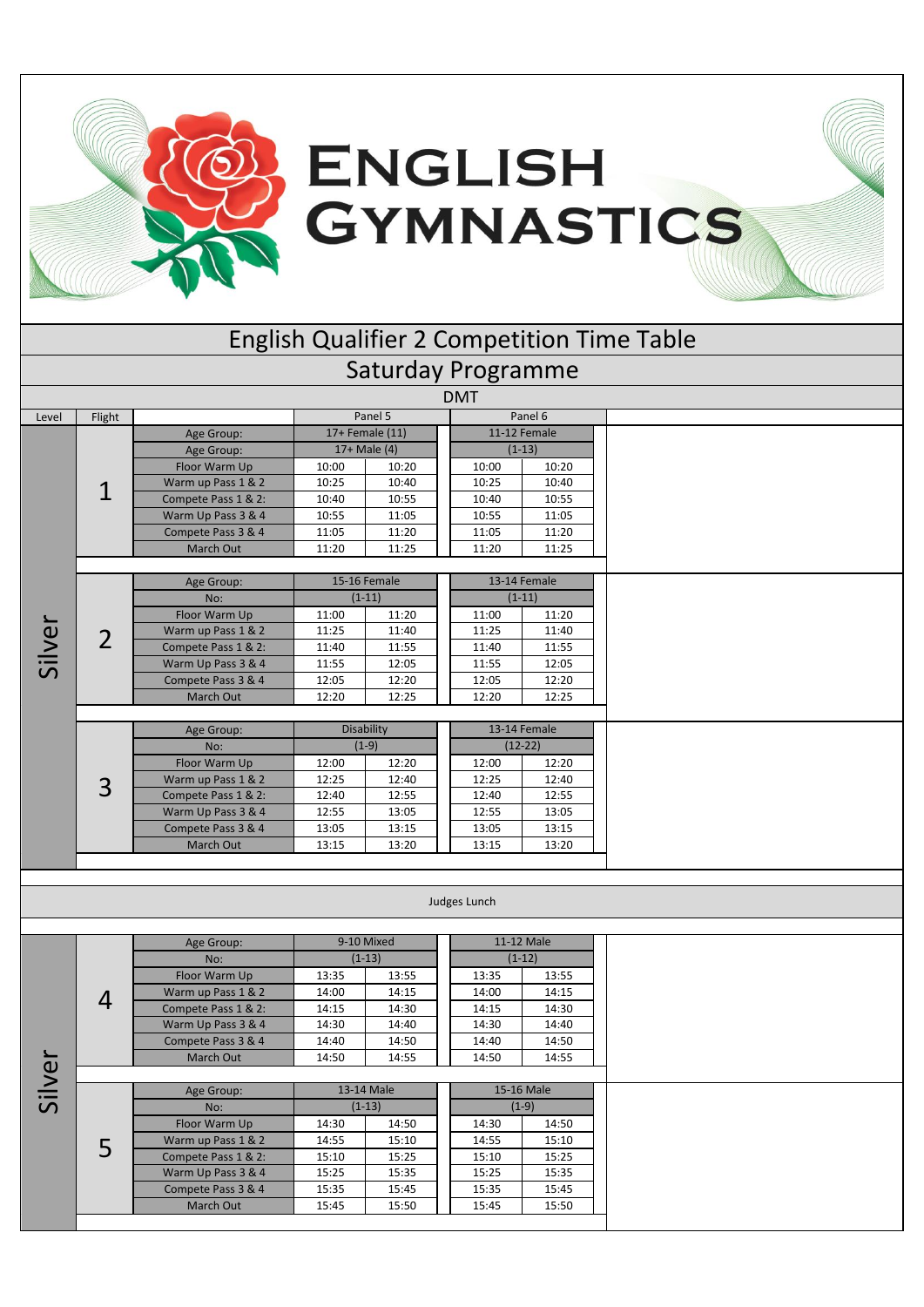ENGLISH GYMNASTICS

# English Qualifier 2 Competition Time Table

## Saturday Programme

### DMT

| Level | Flight | | Panel 5 | | Panel 6 | |
|---|---|---|---|---|---|---|
| Silver | 1 | Age Group: | 17+ Female (11) | | 11-12 Female | |
| | | Age Group: | 17+ Male (4) | | (1-13) | |
| | | Floor Warm Up | 10:00 | 10:20 | 10:00 | 10:20 |
| | | Warm up Pass 1 & 2 | 10:25 | 10:40 | 10:25 | 10:40 |
| | | Compete Pass 1 & 2: | 10:40 | 10:55 | 10:40 | 10:55 |
| | | Warm Up Pass 3 & 4 | 10:55 | 11:05 | 10:55 | 11:05 |
| | | Compete Pass 3 & 4 | 11:05 | 11:20 | 11:05 | 11:20 |
| | | March Out | 11:20 | 11:25 | 11:20 | 11:25 |
| | 2 | Age Group: | 15-16 Female | | 13-14 Female | |
| | | No: | (1-11) | | (1-11) | |
| | | Floor Warm Up | 11:00 | 11:20 | 11:00 | 11:20 |
| | | Warm up Pass 1 & 2 | 11:25 | 11:40 | 11:25 | 11:40 |
| | | Compete Pass 1 & 2: | 11:40 | 11:55 | 11:40 | 11:55 |
| | | Warm Up Pass 3 & 4 | 11:55 | 12:05 | 11:55 | 12:05 |
| | | Compete Pass 3 & 4 | 12:05 | 12:20 | 12:05 | 12:20 |
| | | March Out | 12:20 | 12:25 | 12:20 | 12:25 |
| | 3 | Age Group: | Disability | | 13-14 Female | |
| | | No: | (1-9) | | (12-22) | |
| | | Floor Warm Up | 12:00 | 12:20 | 12:00 | 12:20 |
| | | Warm up Pass 1 & 2 | 12:25 | 12:40 | 12:25 | 12:40 |
| | | Compete Pass 1 & 2: | 12:40 | 12:55 | 12:40 | 12:55 |
| | | Warm Up Pass 3 & 4 | 12:55 | 13:05 | 12:55 | 13:05 |
| | | Compete Pass 3 & 4 | 13:05 | 13:15 | 13:05 | 13:15 |
| | | March Out | 13:15 | 13:20 | 13:15 | 13:20 |

Judges Lunch

| Level | Flight | | Panel 5 | | Panel 6 | |
|---|---|---|---|---|---|---|
| Silver | 4 | Age Group: | 9-10 Mixed | | 11-12 Male | |
| | | No: | (1-13) | | (1-12) | |
| | | Floor Warm Up | 13:35 | 13:55 | 13:35 | 13:55 |
| | | Warm up Pass 1 & 2 | 14:00 | 14:15 | 14:00 | 14:15 |
| | | Compete Pass 1 & 2: | 14:15 | 14:30 | 14:15 | 14:30 |
| | | Warm Up Pass 3 & 4 | 14:30 | 14:40 | 14:30 | 14:40 |
| | | Compete Pass 3 & 4 | 14:40 | 14:50 | 14:40 | 14:50 |
| | | March Out | 14:50 | 14:55 | 14:50 | 14:55 |
| | 5 | Age Group: | 13-14 Male | | 15-16 Male | |
| | | No: | (1-13) | | (1-9) | |
| | | Floor Warm Up | 14:30 | 14:50 | 14:30 | 14:50 |
| | | Warm up Pass 1 & 2 | 14:55 | 15:10 | 14:55 | 15:10 |
| | | Compete Pass 1 & 2: | 15:10 | 15:25 | 15:10 | 15:25 |
| | | Warm Up Pass 3 & 4 | 15:25 | 15:35 | 15:25 | 15:35 |
| | | Compete Pass 3 & 4 | 15:35 | 15:45 | 15:35 | 15:45 |
| | | March Out | 15:45 | 15:50 | 15:45 | 15:50 |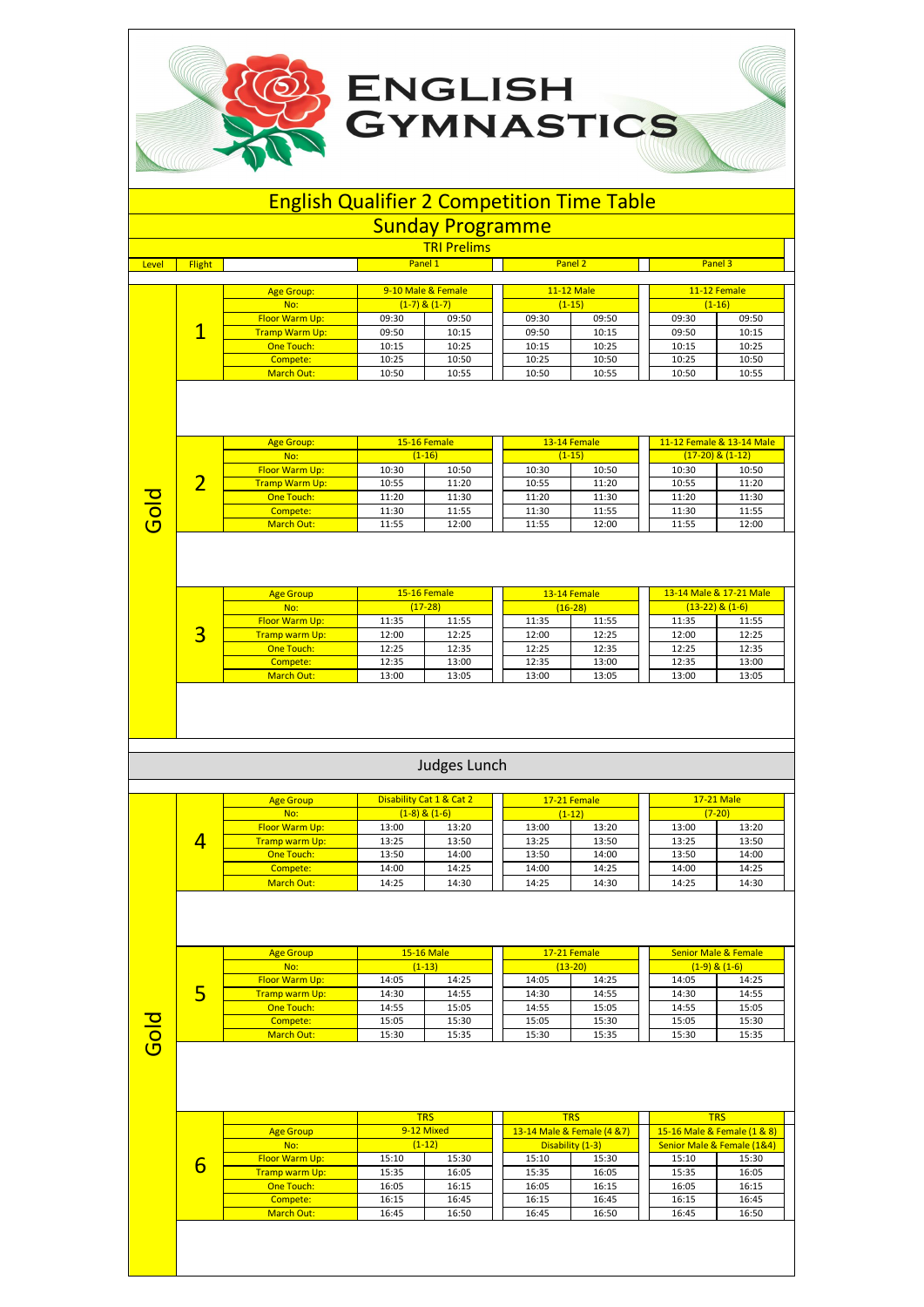# English Gymnastics

## English Qualifier 2 Competition Time Table

## Sunday Programme

### TRI Prelims

| Level | Flight | | Panel 1 | | Panel 2 | | Panel 3 | |
|---|---|---|---|---|---|---|---|---|
| Gold | 1 | Age Group: | 9-10 Male & Female | | 11-12 Male | | 11-12 Female | |
| | | No: | (1-7) & (1-7) | | (1-15) | | (1-16) | |
| | | Floor Warm Up: | 09:30 | 09:50 | 09:30 | 09:50 | 09:30 | 09:50 |
| | | Tramp Warm Up: | 09:50 | 10:15 | 09:50 | 10:15 | 09:50 | 10:15 |
| | | One Touch: | 10:15 | 10:25 | 10:15 | 10:25 | 10:15 | 10:25 |
| | | Compete: | 10:25 | 10:50 | 10:25 | 10:50 | 10:25 | 10:50 |
| | | March Out: | 10:50 | 10:55 | 10:50 | 10:55 | 10:50 | 10:55 |
| | 2 | Age Group: | 15-16 Female | | 13-14 Female | | 11-12 Female & 13-14 Male | |
| | | No: | (1-16) | | (1-15) | | (17-20) & (1-12) | |
| | | Floor Warm Up: | 10:30 | 10:50 | 10:30 | 10:50 | 10:30 | 10:50 |
| | | Tramp Warm Up: | 10:55 | 11:20 | 10:55 | 11:20 | 10:55 | 11:20 |
| | | One Touch: | 11:20 | 11:30 | 11:20 | 11:30 | 11:20 | 11:30 |
| | | Compete: | 11:30 | 11:55 | 11:30 | 11:55 | 11:30 | 11:55 |
| | | March Out: | 11:55 | 12:00 | 11:55 | 12:00 | 11:55 | 12:00 |
| | 3 | Age Group | 15-16 Female | | 13-14 Female | | 13-14 Male & 17-21 Male | |
| | | No: | (17-28) | | (16-28) | | (13-22) & (1-6) | |
| | | Floor Warm Up: | 11:35 | 11:55 | 11:35 | 11:55 | 11:35 | 11:55 |
| | | Tramp warm Up: | 12:00 | 12:25 | 12:00 | 12:25 | 12:00 | 12:25 |
| | | One Touch: | 12:25 | 12:35 | 12:25 | 12:35 | 12:25 | 12:35 |
| | | Compete: | 12:35 | 13:00 | 12:35 | 13:00 | 12:35 | 13:00 |
| | | March Out: | 13:00 | 13:05 | 13:00 | 13:05 | 13:00 | 13:05 |

### Judges Lunch

| Level | Flight | | Panel 1 | | Panel 2 | | Panel 3 | |
|---|---|---|---|---|---|---|---|---|
| Gold | 4 | Age Group | Disability Cat 1 & Cat 2 | | 17-21 Female | | 17-21 Male | |
| | | No: | (1-8) & (1-6) | | (1-12) | | (7-20) | |
| | | Floor Warm Up: | 13:00 | 13:20 | 13:00 | 13:20 | 13:00 | 13:20 |
| | | Tramp warm Up: | 13:25 | 13:50 | 13:25 | 13:50 | 13:25 | 13:50 |
| | | One Touch: | 13:50 | 14:00 | 13:50 | 14:00 | 13:50 | 14:00 |
| | | Compete: | 14:00 | 14:25 | 14:00 | 14:25 | 14:00 | 14:25 |
| | | March Out: | 14:25 | 14:30 | 14:25 | 14:30 | 14:25 | 14:30 |
| | 5 | Age Group | 15-16 Male | | 17-21 Female | | Senior Male & Female | |
| | | No: | (1-13) | | (13-20) | | (1-9) & (1-6) | |
| | | Floor Warm Up: | 14:05 | 14:25 | 14:05 | 14:25 | 14:05 | 14:25 |
| | | Tramp warm Up: | 14:30 | 14:55 | 14:30 | 14:55 | 14:30 | 14:55 |
| | | One Touch: | 14:55 | 15:05 | 14:55 | 15:05 | 14:55 | 15:05 |
| | | Compete: | 15:05 | 15:30 | 15:05 | 15:30 | 15:05 | 15:30 |
| | | March Out: | 15:30 | 15:35 | 15:30 | 15:35 | 15:30 | 15:35 |
| | 6 | | TRS | | TRS | | TRS | |
| | | Age Group | 9-12 Mixed | | 13-14 Male & Female (4 &7) | | 15-16 Male & Female (1 & 8) | |
| | | No: | (1-12) | | Disability (1-3) | | Senior Male & Female (1&4) | |
| | | Floor Warm Up: | 15:10 | 15:30 | 15:10 | 15:30 | 15:10 | 15:30 |
| | | Tramp warm Up: | 15:35 | 16:05 | 15:35 | 16:05 | 15:35 | 16:05 |
| | | One Touch: | 16:05 | 16:15 | 16:05 | 16:15 | 16:05 | 16:15 |
| | | Compete: | 16:15 | 16:45 | 16:15 | 16:45 | 16:15 | 16:45 |
| | | March Out: | 16:45 | 16:50 | 16:45 | 16:50 | 16:45 | 16:50 |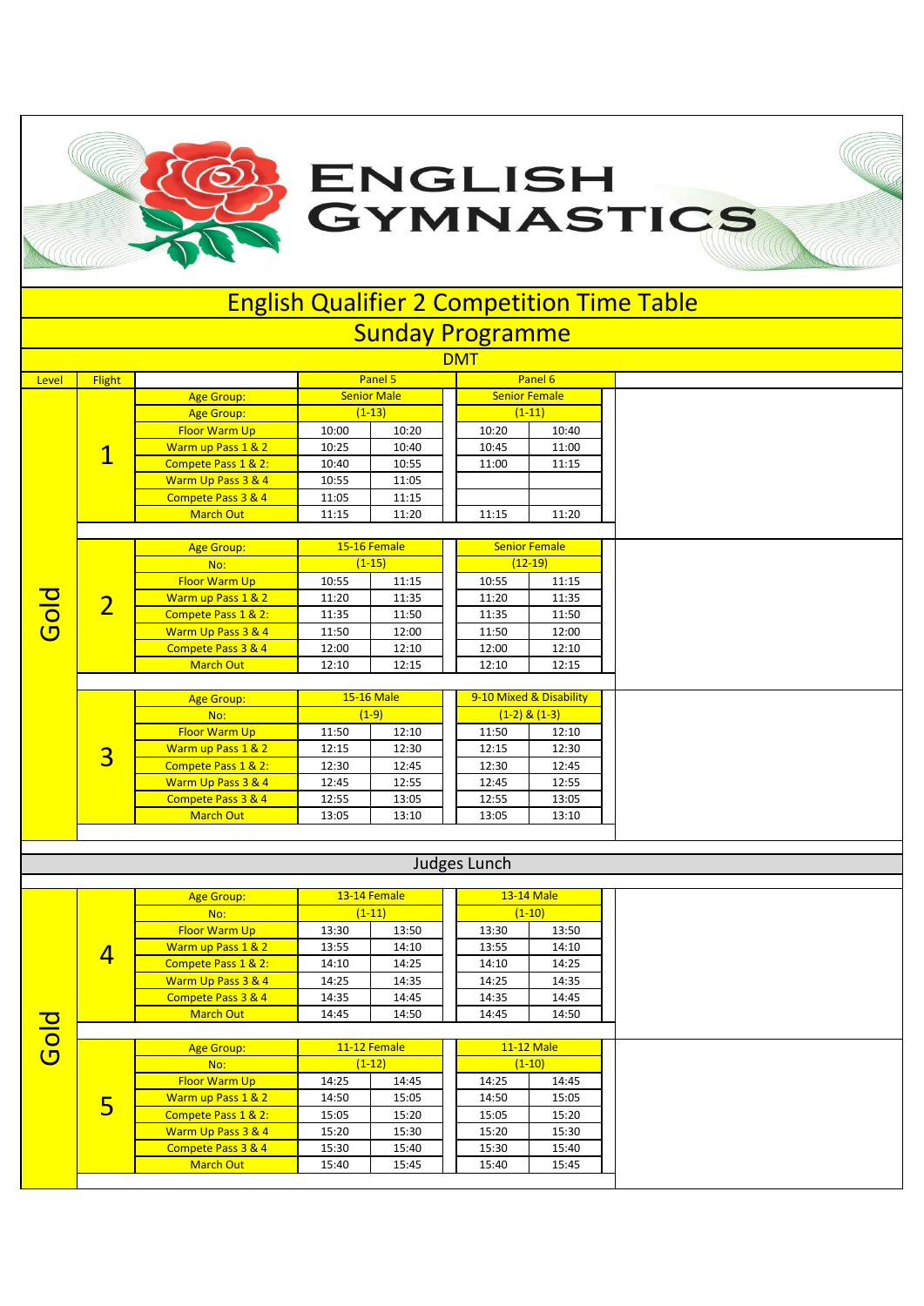# ENGLISH GYMNASTICS

## English Qualifier 2 Competition Time Table

## Sunday Programme

### DMT

| Level | Flight | | Panel 5 | | Panel 6 | |
|---|---|---|---|---|---|---|
| Gold | 1 | Age Group: | Senior Male | | Senior Female | |
| | | Age Group: | (1-13) | | (1-11) | |
| | | Floor Warm Up | 10:00 | 10:20 | 10:20 | 10:40 |
| | | Warm up Pass 1 & 2 | 10:25 | 10:40 | 10:45 | 11:00 |
| | | Compete Pass 1 & 2: | 10:40 | 10:55 | 11:00 | 11:15 |
| | | Warm Up Pass 3 & 4 | 10:55 | 11:05 | | |
| | | Compete Pass 3 & 4 | 11:05 | 11:15 | | |
| | | March Out | 11:15 | 11:20 | 11:15 | 11:20 |
| | 2 | Age Group: | 15-16 Female | | Senior Female | |
| | | No: | (1-15) | | (12-19) | |
| | | Floor Warm Up | 10:55 | 11:15 | 10:55 | 11:15 |
| | | Warm up Pass 1 & 2 | 11:20 | 11:35 | 11:20 | 11:35 |
| | | Compete Pass 1 & 2: | 11:35 | 11:50 | 11:35 | 11:50 |
| | | Warm Up Pass 3 & 4 | 11:50 | 12:00 | 11:50 | 12:00 |
| | | Compete Pass 3 & 4 | 12:00 | 12:10 | 12:00 | 12:10 |
| | | March Out | 12:10 | 12:15 | 12:10 | 12:15 |
| | 3 | Age Group: | 15-16 Male | | 9-10 Mixed & Disability | |
| | | No: | (1-9) | | (1-2) & (1-3) | |
| | | Floor Warm Up | 11:50 | 12:10 | 11:50 | 12:10 |
| | | Warm up Pass 1 & 2 | 12:15 | 12:30 | 12:15 | 12:30 |
| | | Compete Pass 1 & 2: | 12:30 | 12:45 | 12:30 | 12:45 |
| | | Warm Up Pass 3 & 4 | 12:45 | 12:55 | 12:45 | 12:55 |
| | | Compete Pass 3 & 4 | 12:55 | 13:05 | 12:55 | 13:05 |
| | | March Out | 13:05 | 13:10 | 13:05 | 13:10 |

**Judges Lunch**

| Level | Flight | | Panel 5 | | Panel 6 | |
|---|---|---|---|---|---|---|
| Gold | 4 | Age Group: | 13-14 Female | | 13-14 Male | |
| | | No: | (1-11) | | (1-10) | |
| | | Floor Warm Up | 13:30 | 13:50 | 13:30 | 13:50 |
| | | Warm up Pass 1 & 2 | 13:55 | 14:10 | 13:55 | 14:10 |
| | | Compete Pass 1 & 2: | 14:10 | 14:25 | 14:10 | 14:25 |
| | | Warm Up Pass 3 & 4 | 14:25 | 14:35 | 14:25 | 14:35 |
| | | Compete Pass 3 & 4 | 14:35 | 14:45 | 14:35 | 14:45 |
| | | March Out | 14:45 | 14:50 | 14:45 | 14:50 |
| | 5 | Age Group: | 11-12 Female | | 11-12 Male | |
| | | No: | (1-12) | | (1-10) | |
| | | Floor Warm Up | 14:25 | 14:45 | 14:25 | 14:45 |
| | | Warm up Pass 1 & 2 | 14:50 | 15:05 | 14:50 | 15:05 |
| | | Compete Pass 1 & 2: | 15:05 | 15:20 | 15:05 | 15:20 |
| | | Warm Up Pass 3 & 4 | 15:20 | 15:30 | 15:20 | 15:30 |
| | | Compete Pass 3 & 4 | 15:30 | 15:40 | 15:30 | 15:40 |
| | | March Out | 15:40 | 15:45 | 15:40 | 15:45 |